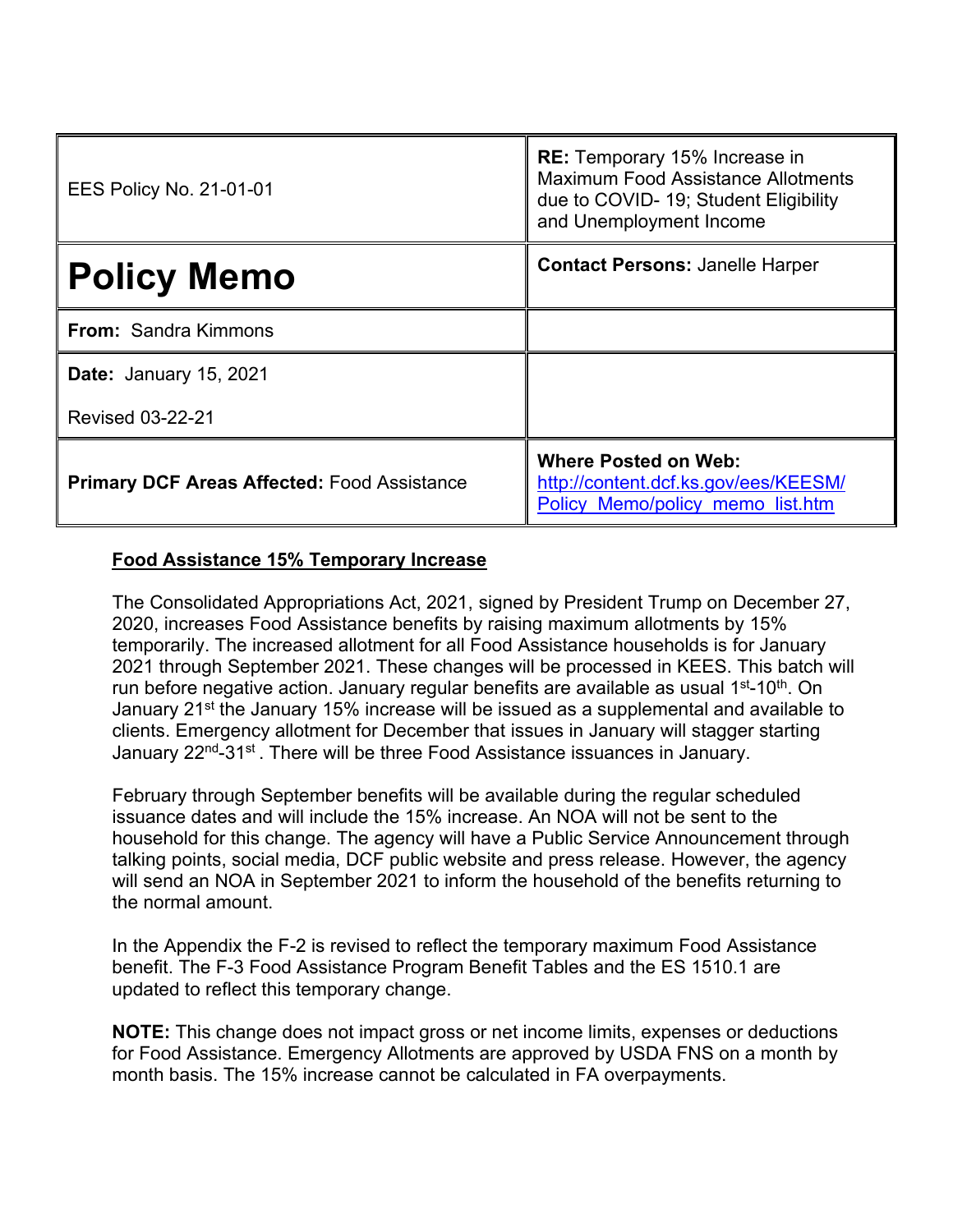| EES Policy No. 21-01-01 | **RE:** Temporary 15% Increase in Maximum Food Assistance Allotments due to COVID- 19; Student Eligibility and Unemployment Income |
|---|---|
| # Policy Memo | **Contact Persons:** Janelle Harper |
| **From:** Sandra Kimmons | |
| **Date:** January 15, 2021<br><br>Revised 03-22-21 | |
| **Primary DCF Areas Affected:** Food Assistance | **Where Posted on Web:** [http://content.dcf.ks.gov/ees/KEESM/Policy_Memo/policy_memo_list.htm](http://content.dcf.ks.gov/ees/KEESM/Policy_Memo/policy_memo_list.htm) |

## Food Assistance 15% Temporary Increase

The Consolidated Appropriations Act, 2021, signed by President Trump on December 27, 2020, increases Food Assistance benefits by raising maximum allotments by 15% temporarily. The increased allotment for all Food Assistance households is for January 2021 through September 2021. These changes will be processed in KEES. This batch will run before negative action. January regular benefits are available as usual 1st-10th. On January 21st the January 15% increase will be issued as a supplemental and available to clients. Emergency allotment for December that issues in January will stagger starting January 22nd-31st . There will be three Food Assistance issuances in January.

February through September benefits will be available during the regular scheduled issuance dates and will include the 15% increase. An NOA will not be sent to the household for this change. The agency will have a Public Service Announcement through talking points, social media, DCF public website and press release. However, the agency will send an NOA in September 2021 to inform the household of the benefits returning to the normal amount.

In the Appendix the F-2 is revised to reflect the temporary maximum Food Assistance benefit. The F-3 Food Assistance Program Benefit Tables and the ES 1510.1 are updated to reflect this temporary change.

**NOTE:** This change does not impact gross or net income limits, expenses or deductions for Food Assistance. Emergency Allotments are approved by USDA FNS on a month by month basis. The 15% increase cannot be calculated in FA overpayments.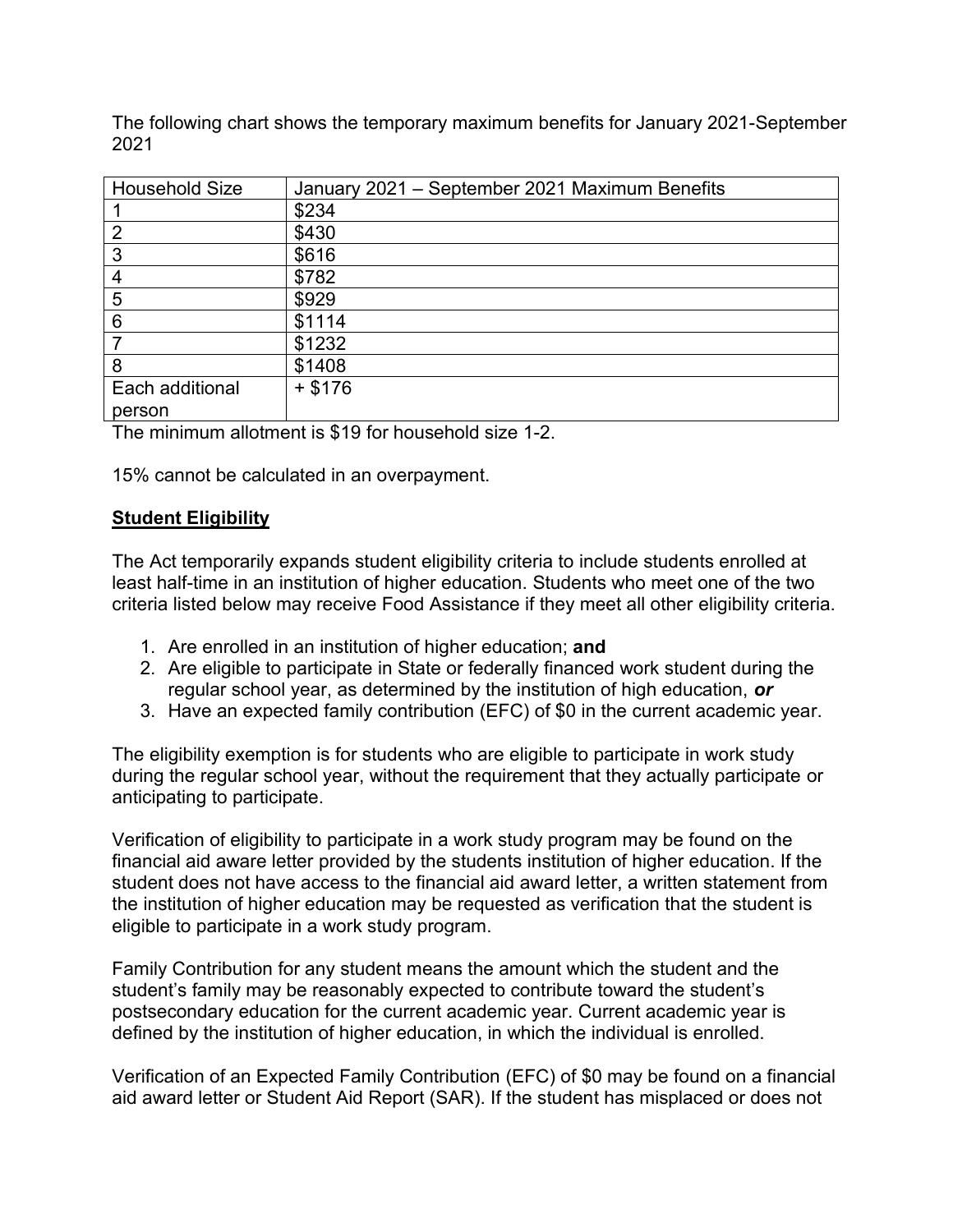The following chart shows the temporary maximum benefits for January 2021-September 2021

| Household Size | January 2021 – September 2021 Maximum Benefits |
|---|---|
| 1 | $234 |
| 2 | $430 |
| 3 | $616 |
| 4 | $782 |
| 5 | $929 |
| 6 | $1114 |
| 7 | $1232 |
| 8 | $1408 |
| Each additional person | + $176 |

The minimum allotment is $19 for household size 1-2.

15% cannot be calculated in an overpayment.

## Student Eligibility

The Act temporarily expands student eligibility criteria to include students enrolled at least half-time in an institution of higher education. Students who meet one of the two criteria listed below may receive Food Assistance if they meet all other eligibility criteria.

1. Are enrolled in an institution of higher education; **and**
2. Are eligible to participate in State or federally financed work student during the regular school year, as determined by the institution of high education, ***or***
3. Have an expected family contribution (EFC) of $0 in the current academic year.

The eligibility exemption is for students who are eligible to participate in work study during the regular school year, without the requirement that they actually participate or anticipating to participate.

Verification of eligibility to participate in a work study program may be found on the financial aid aware letter provided by the students institution of higher education. If the student does not have access to the financial aid award letter, a written statement from the institution of higher education may be requested as verification that the student is eligible to participate in a work study program.

Family Contribution for any student means the amount which the student and the student's family may be reasonably expected to contribute toward the student's postsecondary education for the current academic year. Current academic year is defined by the institution of higher education, in which the individual is enrolled.

Verification of an Expected Family Contribution (EFC) of $0 may be found on a financial aid award letter or Student Aid Report (SAR). If the student has misplaced or does not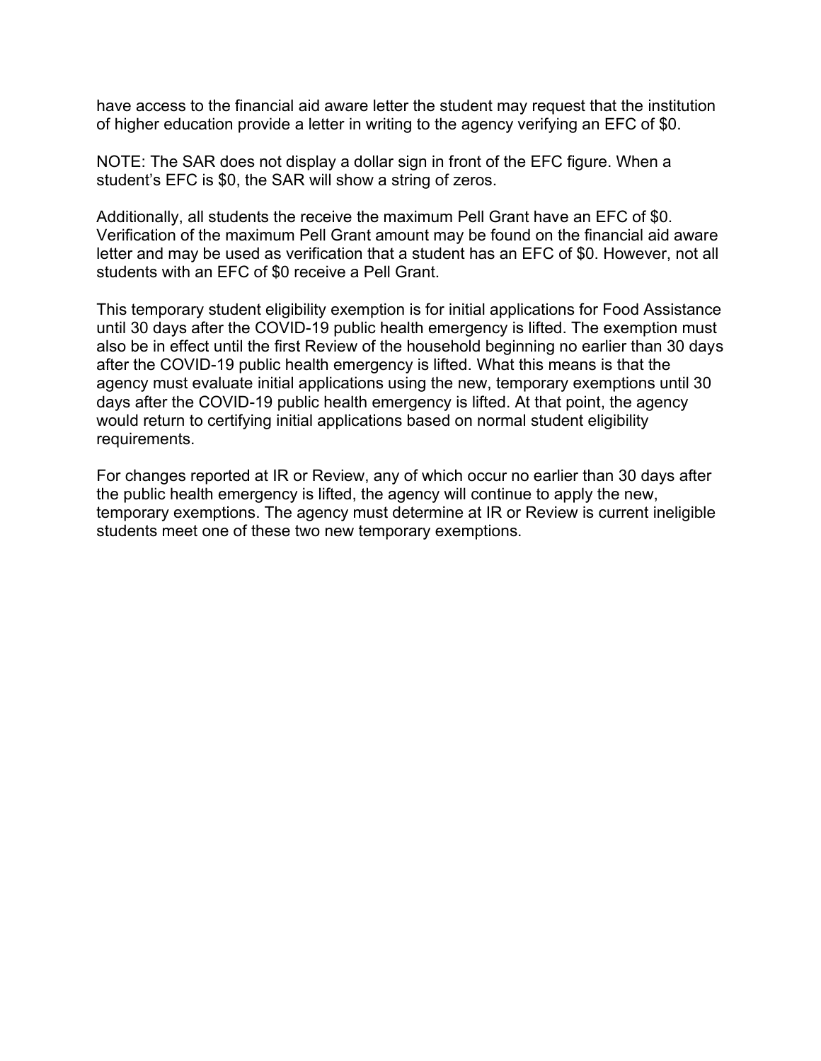have access to the financial aid aware letter the student may request that the institution of higher education provide a letter in writing to the agency verifying an EFC of $0.

NOTE: The SAR does not display a dollar sign in front of the EFC figure. When a student's EFC is $0, the SAR will show a string of zeros.

Additionally, all students the receive the maximum Pell Grant have an EFC of $0. Verification of the maximum Pell Grant amount may be found on the financial aid aware letter and may be used as verification that a student has an EFC of $0. However, not all students with an EFC of $0 receive a Pell Grant.

This temporary student eligibility exemption is for initial applications for Food Assistance until 30 days after the COVID-19 public health emergency is lifted. The exemption must also be in effect until the first Review of the household beginning no earlier than 30 days after the COVID-19 public health emergency is lifted. What this means is that the agency must evaluate initial applications using the new, temporary exemptions until 30 days after the COVID-19 public health emergency is lifted. At that point, the agency would return to certifying initial applications based on normal student eligibility requirements.

For changes reported at IR or Review, any of which occur no earlier than 30 days after the public health emergency is lifted, the agency will continue to apply the new, temporary exemptions. The agency must determine at IR or Review is current ineligible students meet one of these two new temporary exemptions.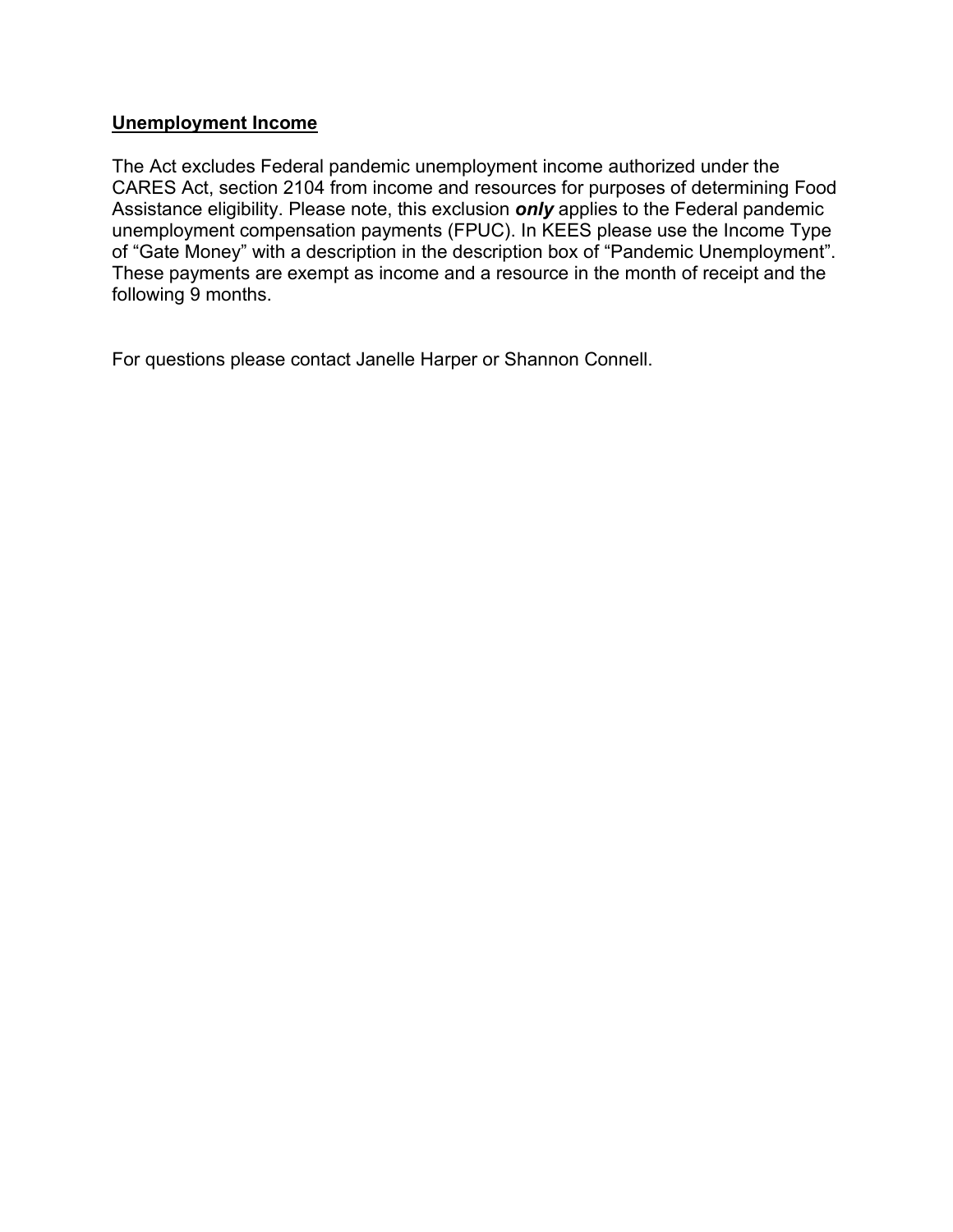**Unemployment Income**

The Act excludes Federal pandemic unemployment income authorized under the CARES Act, section 2104 from income and resources for purposes of determining Food Assistance eligibility. Please note, this exclusion ***only*** applies to the Federal pandemic unemployment compensation payments (FPUC). In KEES please use the Income Type of “Gate Money” with a description in the description box of “Pandemic Unemployment”. These payments are exempt as income and a resource in the month of receipt and the following 9 months.

For questions please contact Janelle Harper or Shannon Connell.